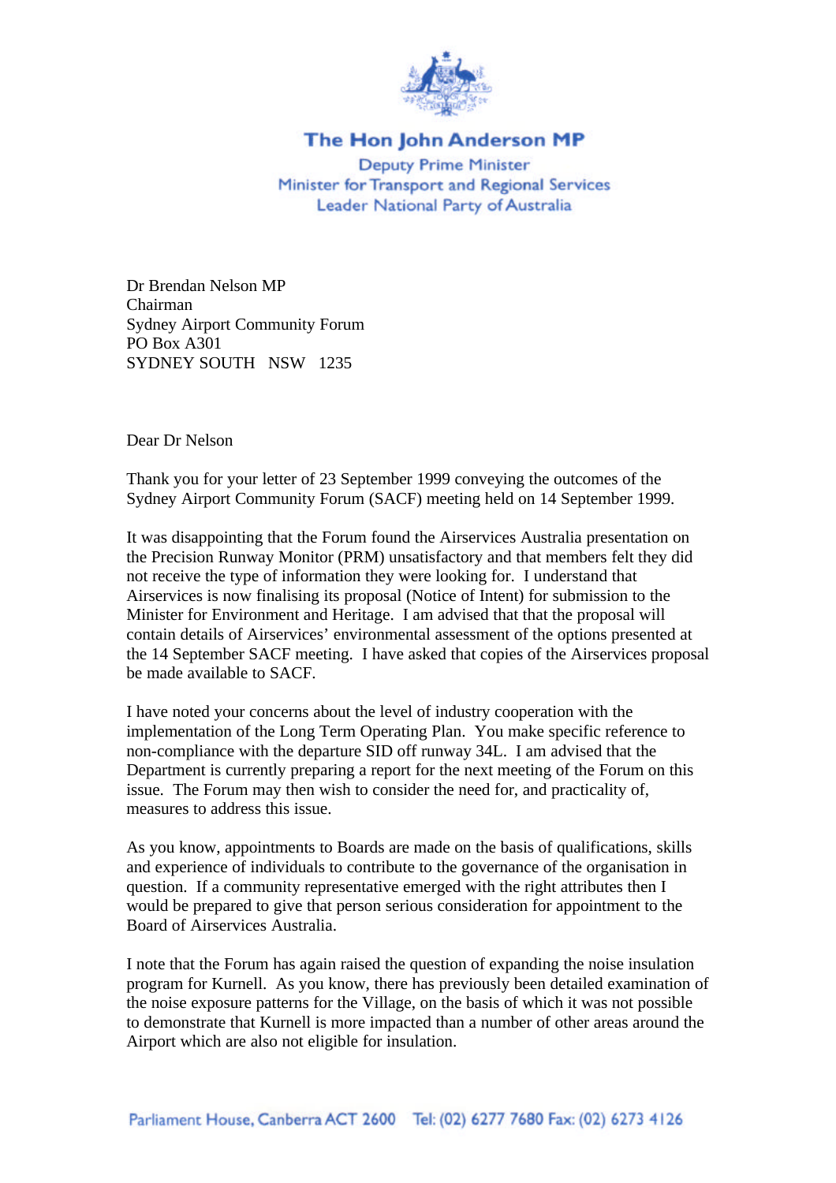# The Hon John Anderson MP

Deputy Prime Minister
Minister for Transport and Regional Services
Leader National Party of Australia

Dr Brendan Nelson MP
Chairman
Sydney Airport Community Forum
PO Box A301
SYDNEY SOUTH NSW 1235

Dear Dr Nelson

Thank you for your letter of 23 September 1999 conveying the outcomes of the Sydney Airport Community Forum (SACF) meeting held on 14 September 1999.

It was disappointing that the Forum found the Airservices Australia presentation on the Precision Runway Monitor (PRM) unsatisfactory and that members felt they did not receive the type of information they were looking for. I understand that Airservices is now finalising its proposal (Notice of Intent) for submission to the Minister for Environment and Heritage. I am advised that that the proposal will contain details of Airservices' environmental assessment of the options presented at the 14 September SACF meeting. I have asked that copies of the Airservices proposal be made available to SACF.

I have noted your concerns about the level of industry cooperation with the implementation of the Long Term Operating Plan. You make specific reference to non-compliance with the departure SID off runway 34L. I am advised that the Department is currently preparing a report for the next meeting of the Forum on this issue. The Forum may then wish to consider the need for, and practicality of, measures to address this issue.

As you know, appointments to Boards are made on the basis of qualifications, skills and experience of individuals to contribute to the governance of the organisation in question. If a community representative emerged with the right attributes then I would be prepared to give that person serious consideration for appointment to the Board of Airservices Australia.

I note that the Forum has again raised the question of expanding the noise insulation program for Kurnell. As you know, there has previously been detailed examination of the noise exposure patterns for the Village, on the basis of which it was not possible to demonstrate that Kurnell is more impacted than a number of other areas around the Airport which are also not eligible for insulation.

Parliament House, Canberra ACT 2600 Tel: (02) 6277 7680 Fax: (02) 6273 4126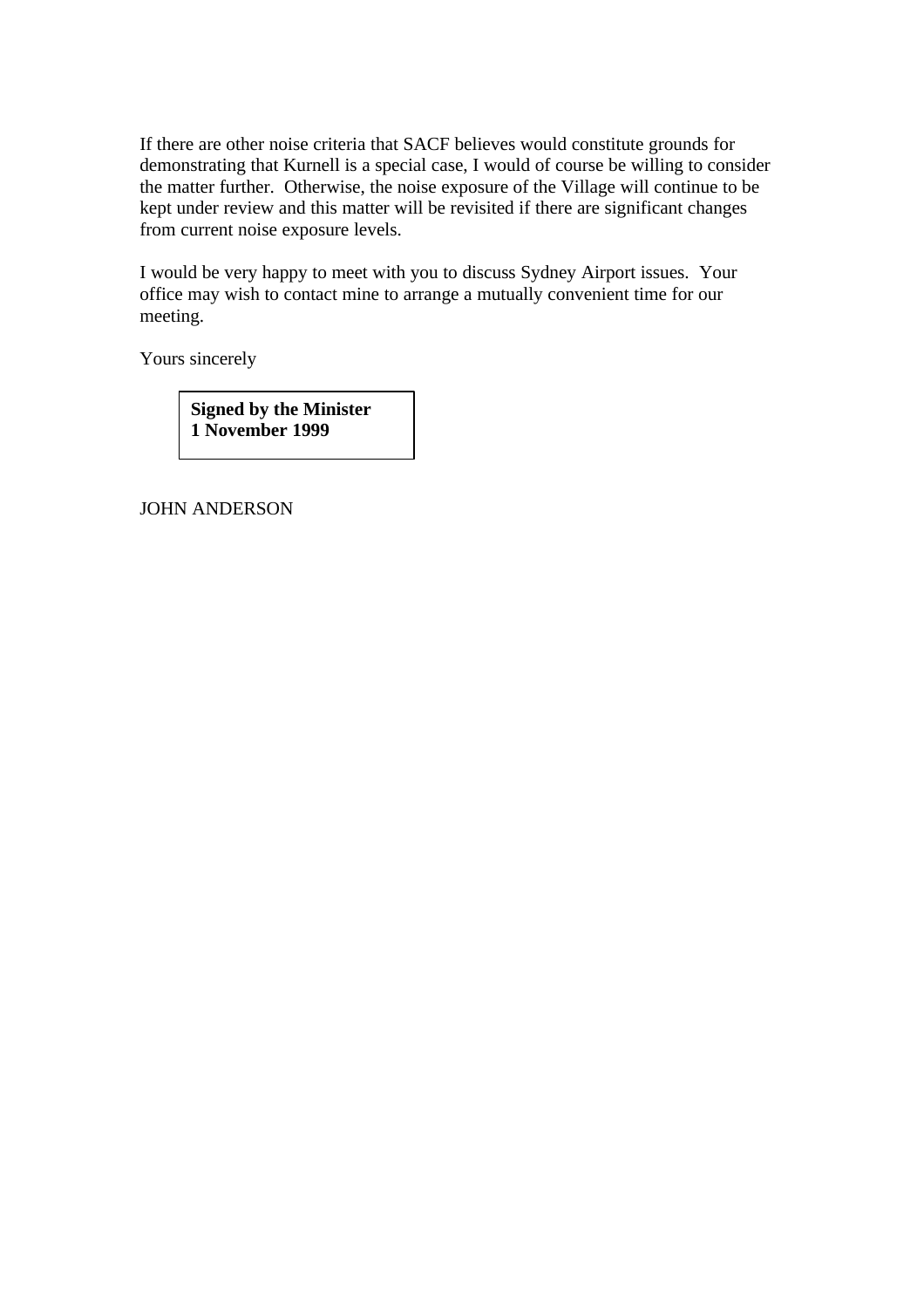If there are other noise criteria that SACF believes would constitute grounds for demonstrating that Kurnell is a special case, I would of course be willing to consider the matter further. Otherwise, the noise exposure of the Village will continue to be kept under review and this matter will be revisited if there are significant changes from current noise exposure levels.

I would be very happy to meet with you to discuss Sydney Airport issues. Your office may wish to contact mine to arrange a mutually convenient time for our meeting.

Yours sincerely

**Signed by the Minister**
**1 November 1999**

JOHN ANDERSON